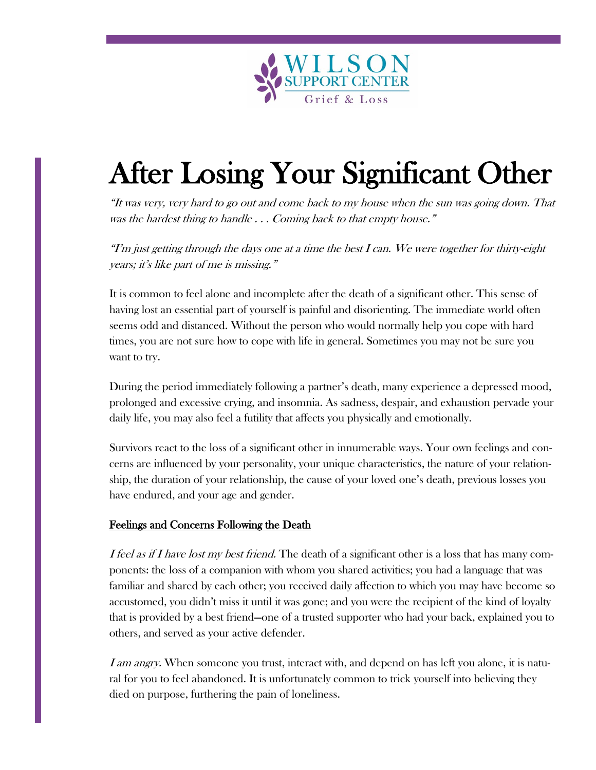WILSON SUPPORT CENTER
Grief & Loss

# After Losing Your Significant Other

*"It was very, very hard to go out and come back to my house when the sun was going down. That was the hardest thing to handle . . . Coming back to that empty house."*

*"I'm just getting through the days one at a time the best I can. We were together for thirty-eight years; it's like part of me is missing."*

It is common to feel alone and incomplete after the death of a significant other. This sense of having lost an essential part of yourself is painful and disorienting. The immediate world often seems odd and distanced. Without the person who would normally help you cope with hard times, you are not sure how to cope with life in general. Sometimes you may not be sure you want to try.

During the period immediately following a partner's death, many experience a depressed mood, prolonged and excessive crying, and insomnia. As sadness, despair, and exhaustion pervade your daily life, you may also feel a futility that affects you physically and emotionally.

Survivors react to the loss of a significant other in innumerable ways. Your own feelings and concerns are influenced by your personality, your unique characteristics, the nature of your relationship, the duration of your relationship, the cause of your loved one's death, previous losses you have endured, and your age and gender.

## Feelings and Concerns Following the Death

*I feel as if I have lost my best friend.* The death of a significant other is a loss that has many components: the loss of a companion with whom you shared activities; you had a language that was familiar and shared by each other; you received daily affection to which you may have become so accustomed, you didn't miss it until it was gone; and you were the recipient of the kind of loyalty that is provided by a best friend—one of a trusted supporter who had your back, explained you to others, and served as your active defender.

*I am angry.* When someone you trust, interact with, and depend on has left you alone, it is natural for you to feel abandoned. It is unfortunately common to trick yourself into believing they died on purpose, furthering the pain of loneliness.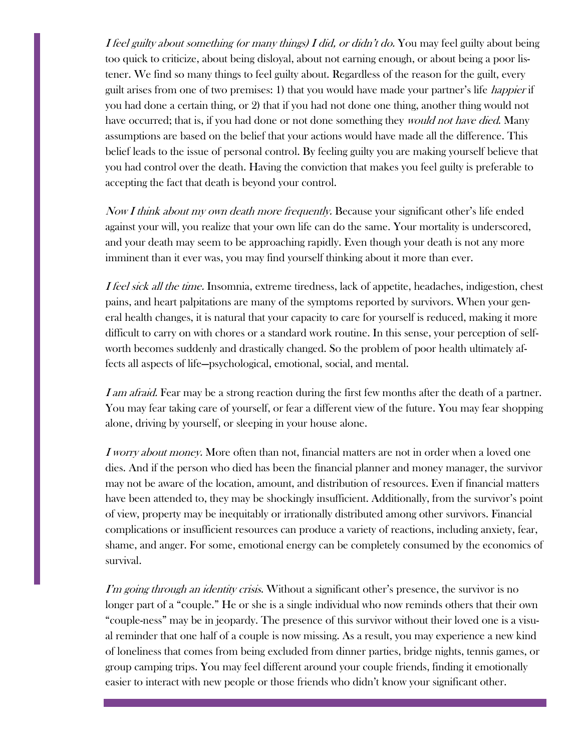*I feel guilty about something (or many things) I did, or didn't do.* You may feel guilty about being too quick to criticize, about being disloyal, about not earning enough, or about being a poor listener. We find so many things to feel guilty about. Regardless of the reason for the guilt, every guilt arises from one of two premises: 1) that you would have made your partner's life *happier* if you had done a certain thing, or 2) that if you had not done one thing, another thing would not have occurred; that is, if you had done or not done something they *would not have died.* Many assumptions are based on the belief that your actions would have made all the difference. This belief leads to the issue of personal control. By feeling guilty you are making yourself believe that you had control over the death. Having the conviction that makes you feel guilty is preferable to accepting the fact that death is beyond your control.

*Now I think about my own death more frequently.* Because your significant other's life ended against your will, you realize that your own life can do the same. Your mortality is underscored, and your death may seem to be approaching rapidly. Even though your death is not any more imminent than it ever was, you may find yourself thinking about it more than ever.

*I feel sick all the time.* Insomnia, extreme tiredness, lack of appetite, headaches, indigestion, chest pains, and heart palpitations are many of the symptoms reported by survivors. When your general health changes, it is natural that your capacity to care for yourself is reduced, making it more difficult to carry on with chores or a standard work routine. In this sense, your perception of self-worth becomes suddenly and drastically changed. So the problem of poor health ultimately affects all aspects of life—psychological, emotional, social, and mental.

*I am afraid.* Fear may be a strong reaction during the first few months after the death of a partner. You may fear taking care of yourself, or fear a different view of the future. You may fear shopping alone, driving by yourself, or sleeping in your house alone.

*I worry about money.* More often than not, financial matters are not in order when a loved one dies. And if the person who died has been the financial planner and money manager, the survivor may not be aware of the location, amount, and distribution of resources. Even if financial matters have been attended to, they may be shockingly insufficient. Additionally, from the survivor's point of view, property may be inequitably or irrationally distributed among other survivors. Financial complications or insufficient resources can produce a variety of reactions, including anxiety, fear, shame, and anger. For some, emotional energy can be completely consumed by the economics of survival.

*I'm going through an identity crisis.* Without a significant other's presence, the survivor is no longer part of a "couple." He or she is a single individual who now reminds others that their own "couple-ness" may be in jeopardy. The presence of this survivor without their loved one is a visual reminder that one half of a couple is now missing. As a result, you may experience a new kind of loneliness that comes from being excluded from dinner parties, bridge nights, tennis games, or group camping trips. You may feel different around your couple friends, finding it emotionally easier to interact with new people or those friends who didn't know your significant other.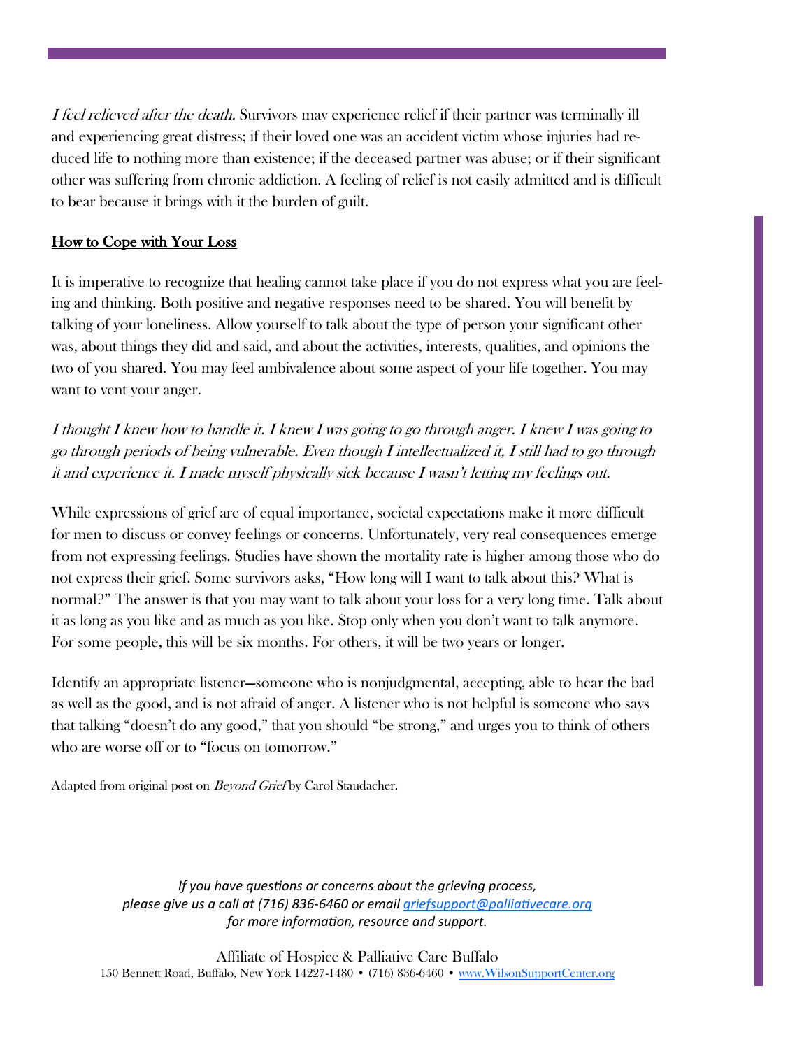*I feel relieved after the death.* Survivors may experience relief if their partner was terminally ill and experiencing great distress; if their loved one was an accident victim whose injuries had reduced life to nothing more than existence; if the deceased partner was abuse; or if their significant other was suffering from chronic addiction. A feeling of relief is not easily admitted and is difficult to bear because it brings with it the burden of guilt.

## How to Cope with Your Loss

It is imperative to recognize that healing cannot take place if you do not express what you are feeling and thinking. Both positive and negative responses need to be shared. You will benefit by talking of your loneliness. Allow yourself to talk about the type of person your significant other was, about things they did and said, and about the activities, interests, qualities, and opinions the two of you shared. You may feel ambivalence about some aspect of your life together. You may want to vent your anger.

*I thought I knew how to handle it. I knew I was going to go through anger. I knew I was going to go through periods of being vulnerable. Even though I intellectualized it, I still had to go through it and experience it. I made myself physically sick because I wasn't letting my feelings out.*

While expressions of grief are of equal importance, societal expectations make it more difficult for men to discuss or convey feelings or concerns. Unfortunately, very real consequences emerge from not expressing feelings. Studies have shown the mortality rate is higher among those who do not express their grief. Some survivors asks, "How long will I want to talk about this? What is normal?" The answer is that you may want to talk about your loss for a very long time. Talk about it as long as you like and as much as you like. Stop only when you don't want to talk anymore. For some people, this will be six months. For others, it will be two years or longer.

Identify an appropriate listener—someone who is nonjudgmental, accepting, able to hear the bad as well as the good, and is not afraid of anger. A listener who is not helpful is someone who says that talking "doesn't do any good," that you should "be strong," and urges you to think of others who are worse off or to "focus on tomorrow."

Adapted from original post on *Beyond Grief* by Carol Staudacher.

*If you have questions or concerns about the grieving process, please give us a call at (716) 836-6460 or email griefsupport@palliativecare.org for more information, resource and support.*

Affiliate of Hospice & Palliative Care Buffalo
150 Bennett Road, Buffalo, New York 14227-1480 • (716) 836-6460 • www.WilsonSupportCenter.org